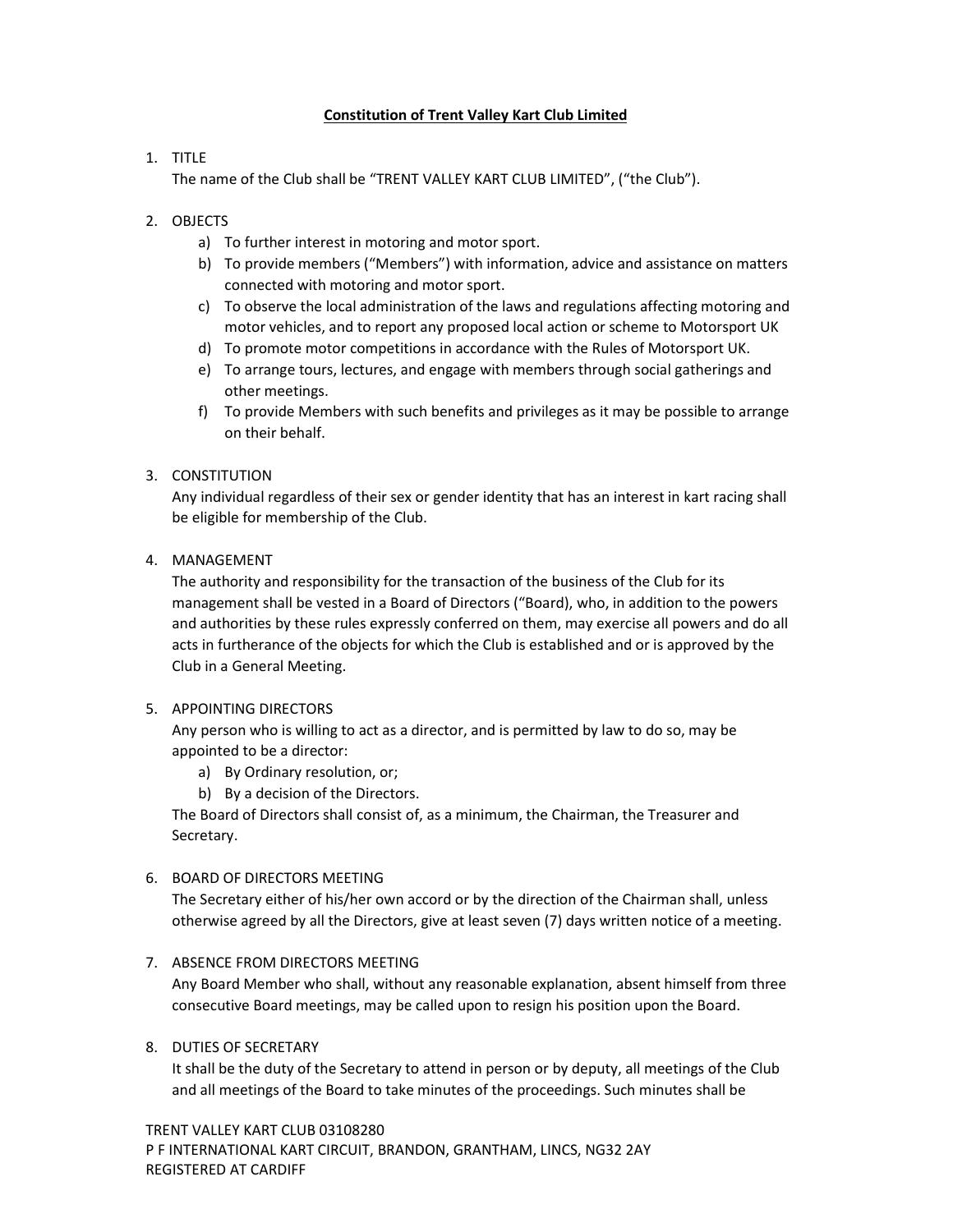# Constitution of Trent Valley Kart Club Limited

1. TITLE

   The name of the Club shall be "TRENT VALLEY KART CLUB LIMITED", ("the Club").

2. OBJECTS

   a) To further interest in motoring and motor sport.

   b) To provide members ("Members") with information, advice and assistance on matters connected with motoring and motor sport.

   c) To observe the local administration of the laws and regulations affecting motoring and motor vehicles, and to report any proposed local action or scheme to Motorsport UK

   d) To promote motor competitions in accordance with the Rules of Motorsport UK.

   e) To arrange tours, lectures, and engage with members through social gatherings and other meetings.

   f) To provide Members with such benefits and privileges as it may be possible to arrange on their behalf.

3. CONSTITUTION

   Any individual regardless of their sex or gender identity that has an interest in kart racing shall be eligible for membership of the Club.

4. MANAGEMENT

   The authority and responsibility for the transaction of the business of the Club for its management shall be vested in a Board of Directors ("Board), who, in addition to the powers and authorities by these rules expressly conferred on them, may exercise all powers and do all acts in furtherance of the objects for which the Club is established and or is approved by the Club in a General Meeting.

5. APPOINTING DIRECTORS

   Any person who is willing to act as a director, and is permitted by law to do so, may be appointed to be a director:

   a) By Ordinary resolution, or;

   b) By a decision of the Directors.

   The Board of Directors shall consist of, as a minimum, the Chairman, the Treasurer and Secretary.

6. BOARD OF DIRECTORS MEETING

   The Secretary either of his/her own accord or by the direction of the Chairman shall, unless otherwise agreed by all the Directors, give at least seven (7) days written notice of a meeting.

7. ABSENCE FROM DIRECTORS MEETING

   Any Board Member who shall, without any reasonable explanation, absent himself from three consecutive Board meetings, may be called upon to resign his position upon the Board.

8. DUTIES OF SECRETARY

   It shall be the duty of the Secretary to attend in person or by deputy, all meetings of the Club and all meetings of the Board to take minutes of the proceedings. Such minutes shall be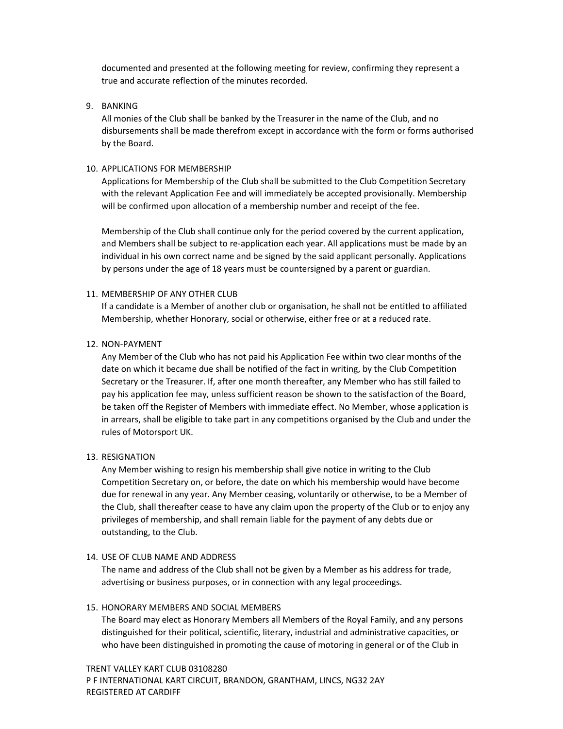documented and presented at the following meeting for review, confirming they represent a true and accurate reflection of the minutes recorded.

9. BANKING

   All monies of the Club shall be banked by the Treasurer in the name of the Club, and no disbursements shall be made therefrom except in accordance with the form or forms authorised by the Board.

10. APPLICATIONS FOR MEMBERSHIP

    Applications for Membership of the Club shall be submitted to the Club Competition Secretary with the relevant Application Fee and will immediately be accepted provisionally. Membership will be confirmed upon allocation of a membership number and receipt of the fee.

    Membership of the Club shall continue only for the period covered by the current application, and Members shall be subject to re-application each year. All applications must be made by an individual in his own correct name and be signed by the said applicant personally. Applications by persons under the age of 18 years must be countersigned by a parent or guardian.

11. MEMBERSHIP OF ANY OTHER CLUB

    If a candidate is a Member of another club or organisation, he shall not be entitled to affiliated Membership, whether Honorary, social or otherwise, either free or at a reduced rate.

12. NON-PAYMENT

    Any Member of the Club who has not paid his Application Fee within two clear months of the date on which it became due shall be notified of the fact in writing, by the Club Competition Secretary or the Treasurer. If, after one month thereafter, any Member who has still failed to pay his application fee may, unless sufficient reason be shown to the satisfaction of the Board, be taken off the Register of Members with immediate effect. No Member, whose application is in arrears, shall be eligible to take part in any competitions organised by the Club and under the rules of Motorsport UK.

13. RESIGNATION

    Any Member wishing to resign his membership shall give notice in writing to the Club Competition Secretary on, or before, the date on which his membership would have become due for renewal in any year. Any Member ceasing, voluntarily or otherwise, to be a Member of the Club, shall thereafter cease to have any claim upon the property of the Club or to enjoy any privileges of membership, and shall remain liable for the payment of any debts due or outstanding, to the Club.

14. USE OF CLUB NAME AND ADDRESS

    The name and address of the Club shall not be given by a Member as his address for trade, advertising or business purposes, or in connection with any legal proceedings.

15. HONORARY MEMBERS AND SOCIAL MEMBERS

    The Board may elect as Honorary Members all Members of the Royal Family, and any persons distinguished for their political, scientific, literary, industrial and administrative capacities, or who have been distinguished in promoting the cause of motoring in general or of the Club in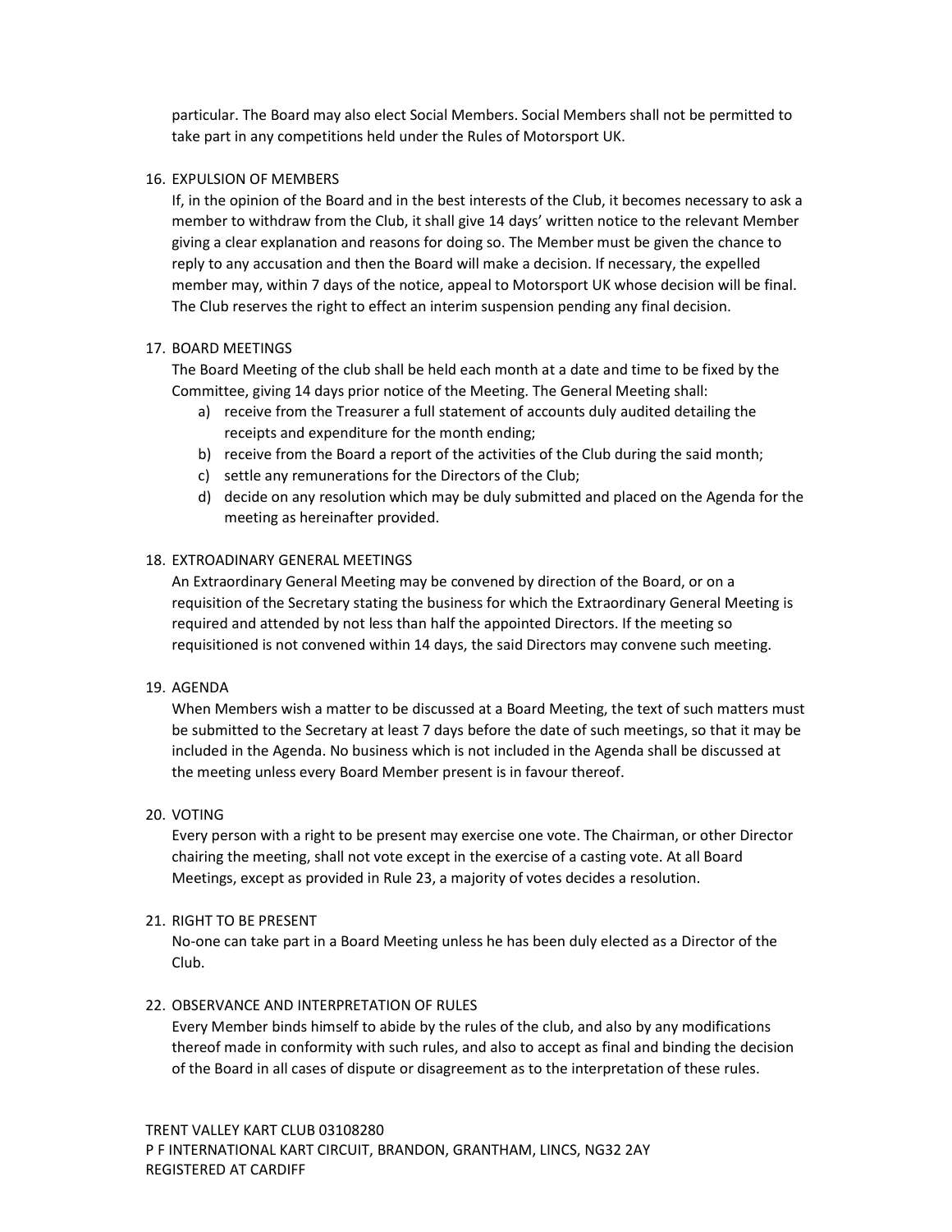particular. The Board may also elect Social Members. Social Members shall not be permitted to take part in any competitions held under the Rules of Motorsport UK.

16. EXPULSION OF MEMBERS

If, in the opinion of the Board and in the best interests of the Club, it becomes necessary to ask a member to withdraw from the Club, it shall give 14 days' written notice to the relevant Member giving a clear explanation and reasons for doing so. The Member must be given the chance to reply to any accusation and then the Board will make a decision. If necessary, the expelled member may, within 7 days of the notice, appeal to Motorsport UK whose decision will be final. The Club reserves the right to effect an interim suspension pending any final decision.

17. BOARD MEETINGS

The Board Meeting of the club shall be held each month at a date and time to be fixed by the Committee, giving 14 days prior notice of the Meeting. The General Meeting shall:

a) receive from the Treasurer a full statement of accounts duly audited detailing the receipts and expenditure for the month ending;
b) receive from the Board a report of the activities of the Club during the said month;
c) settle any remunerations for the Directors of the Club;
d) decide on any resolution which may be duly submitted and placed on the Agenda for the meeting as hereinafter provided.

18. EXTROADINARY GENERAL MEETINGS

An Extraordinary General Meeting may be convened by direction of the Board, or on a requisition of the Secretary stating the business for which the Extraordinary General Meeting is required and attended by not less than half the appointed Directors. If the meeting so requisitioned is not convened within 14 days, the said Directors may convene such meeting.

19. AGENDA

When Members wish a matter to be discussed at a Board Meeting, the text of such matters must be submitted to the Secretary at least 7 days before the date of such meetings, so that it may be included in the Agenda. No business which is not included in the Agenda shall be discussed at the meeting unless every Board Member present is in favour thereof.

20. VOTING

Every person with a right to be present may exercise one vote. The Chairman, or other Director chairing the meeting, shall not vote except in the exercise of a casting vote. At all Board Meetings, except as provided in Rule 23, a majority of votes decides a resolution.

21. RIGHT TO BE PRESENT

No-one can take part in a Board Meeting unless he has been duly elected as a Director of the Club.

22. OBSERVANCE AND INTERPRETATION OF RULES

Every Member binds himself to abide by the rules of the club, and also by any modifications thereof made in conformity with such rules, and also to accept as final and binding the decision of the Board in all cases of dispute or disagreement as to the interpretation of these rules.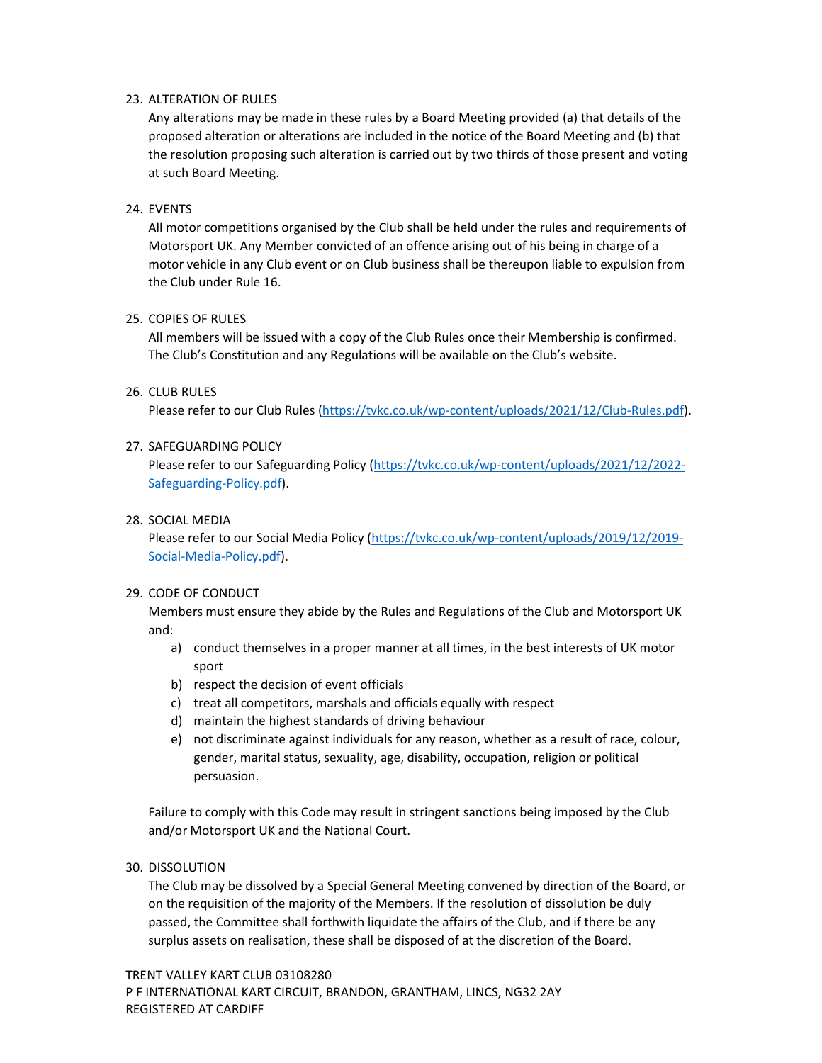23. ALTERATION OF RULES

Any alterations may be made in these rules by a Board Meeting provided (a) that details of the proposed alteration or alterations are included in the notice of the Board Meeting and (b) that the resolution proposing such alteration is carried out by two thirds of those present and voting at such Board Meeting.

24. EVENTS

All motor competitions organised by the Club shall be held under the rules and requirements of Motorsport UK. Any Member convicted of an offence arising out of his being in charge of a motor vehicle in any Club event or on Club business shall be thereupon liable to expulsion from the Club under Rule 16.

25. COPIES OF RULES

All members will be issued with a copy of the Club Rules once their Membership is confirmed. The Club's Constitution and any Regulations will be available on the Club's website.

26. CLUB RULES

Please refer to our Club Rules (https://tvkc.co.uk/wp-content/uploads/2021/12/Club-Rules.pdf).

27. SAFEGUARDING POLICY

Please refer to our Safeguarding Policy (https://tvkc.co.uk/wp-content/uploads/2021/12/2022-Safeguarding-Policy.pdf).

28. SOCIAL MEDIA

Please refer to our Social Media Policy (https://tvkc.co.uk/wp-content/uploads/2019/12/2019-Social-Media-Policy.pdf).

29. CODE OF CONDUCT

Members must ensure they abide by the Rules and Regulations of the Club and Motorsport UK and:

a) conduct themselves in a proper manner at all times, in the best interests of UK motor sport
b) respect the decision of event officials
c) treat all competitors, marshals and officials equally with respect
d) maintain the highest standards of driving behaviour
e) not discriminate against individuals for any reason, whether as a result of race, colour, gender, marital status, sexuality, age, disability, occupation, religion or political persuasion.

Failure to comply with this Code may result in stringent sanctions being imposed by the Club and/or Motorsport UK and the National Court.

30. DISSOLUTION

The Club may be dissolved by a Special General Meeting convened by direction of the Board, or on the requisition of the majority of the Members. If the resolution of dissolution be duly passed, the Committee shall forthwith liquidate the affairs of the Club, and if there be any surplus assets on realisation, these shall be disposed of at the discretion of the Board.

TRENT VALLEY KART CLUB 03108280
P F INTERNATIONAL KART CIRCUIT, BRANDON, GRANTHAM, LINCS, NG32 2AY
REGISTERED AT CARDIFF